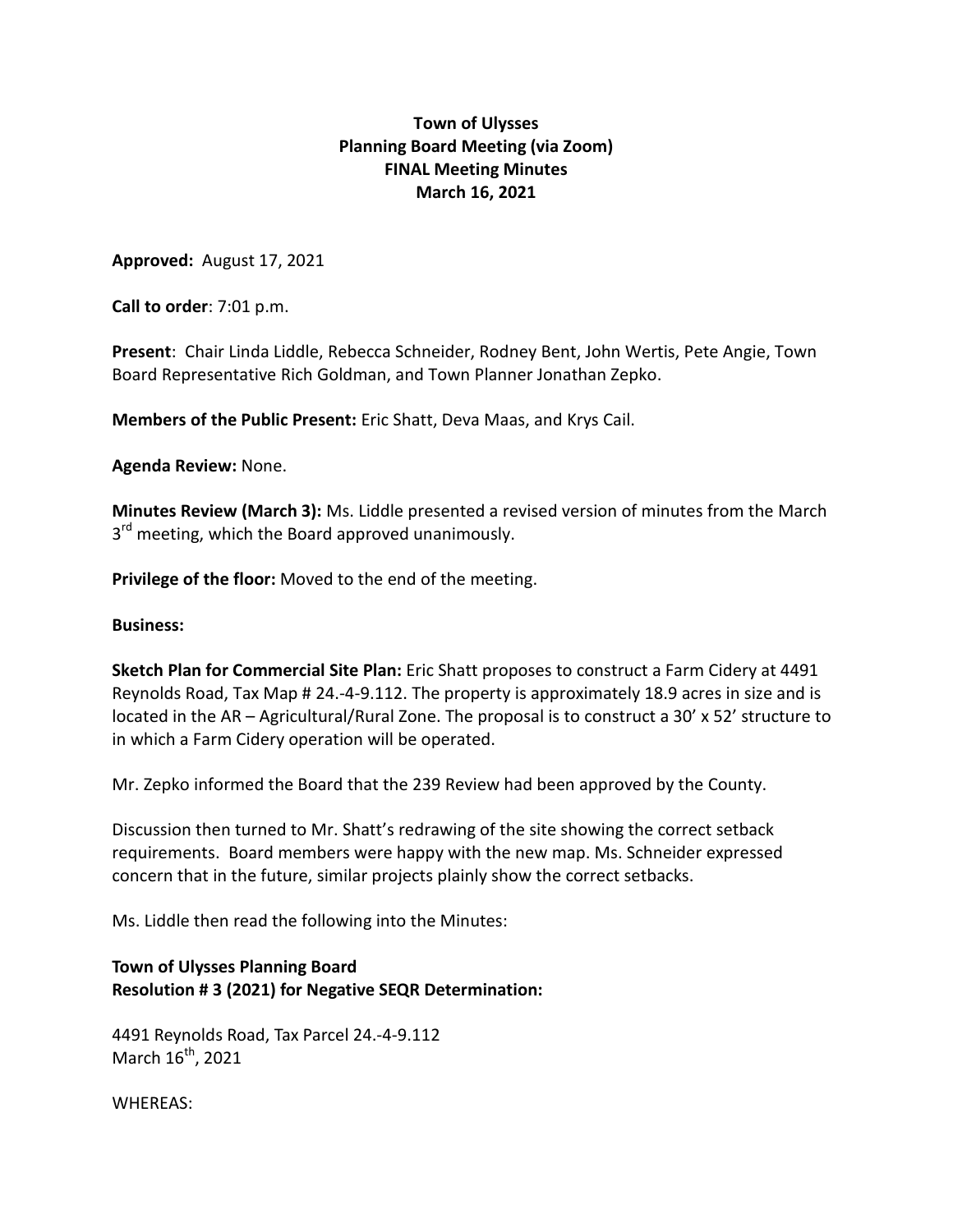**Town of Ulysses**
**Planning Board Meeting (via Zoom)**
**FINAL Meeting Minutes**
**March 16, 2021**

**Approved:** August 17, 2021

**Call to order**: 7:01 p.m.

**Present**: Chair Linda Liddle, Rebecca Schneider, Rodney Bent, John Wertis, Pete Angie, Town Board Representative Rich Goldman, and Town Planner Jonathan Zepko.

**Members of the Public Present:** Eric Shatt, Deva Maas, and Krys Cail.

**Agenda Review:** None.

**Minutes Review (March 3):** Ms. Liddle presented a revised version of minutes from the March 3rd meeting, which the Board approved unanimously.

**Privilege of the floor:** Moved to the end of the meeting.

**Business:**

**Sketch Plan for Commercial Site Plan:** Eric Shatt proposes to construct a Farm Cidery at 4491 Reynolds Road, Tax Map # 24.-4-9.112. The property is approximately 18.9 acres in size and is located in the AR – Agricultural/Rural Zone. The proposal is to construct a 30' x 52' structure to in which a Farm Cidery operation will be operated.

Mr. Zepko informed the Board that the 239 Review had been approved by the County.

Discussion then turned to Mr. Shatt's redrawing of the site showing the correct setback requirements. Board members were happy with the new map. Ms. Schneider expressed concern that in the future, similar projects plainly show the correct setbacks.

Ms. Liddle then read the following into the Minutes:

**Town of Ulysses Planning Board**
**Resolution # 3 (2021) for Negative SEQR Determination:**

4491 Reynolds Road, Tax Parcel 24.-4-9.112
March 16th, 2021

WHEREAS: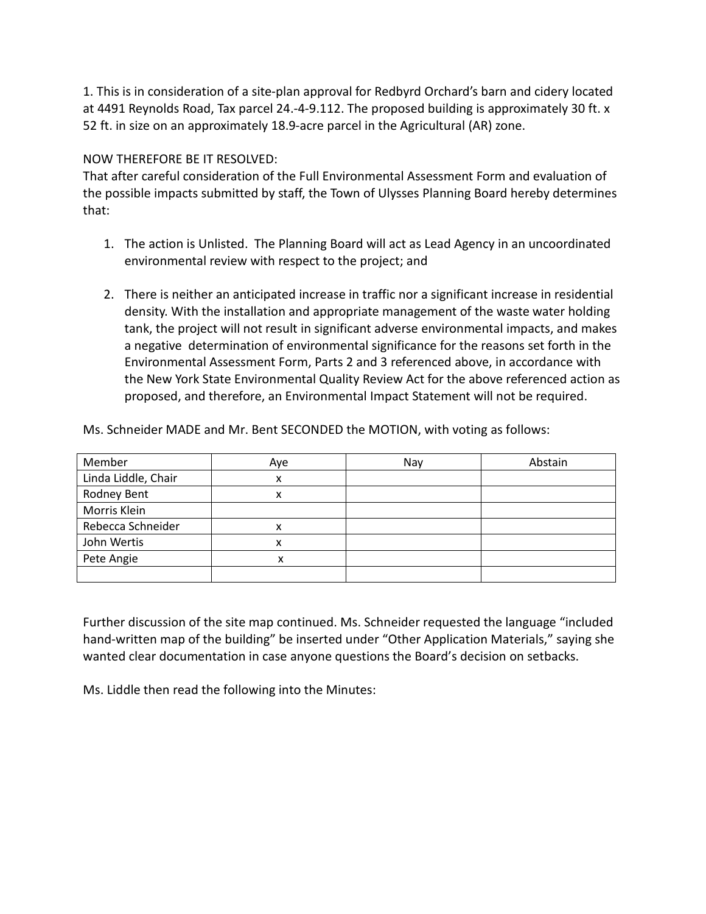1. This is in consideration of a site-plan approval for Redbyrd Orchard's barn and cidery located at 4491 Reynolds Road, Tax parcel 24.-4-9.112. The proposed building is approximately 30 ft. x 52 ft. in size on an approximately 18.9-acre parcel in the Agricultural (AR) zone.

NOW THEREFORE BE IT RESOLVED:
That after careful consideration of the Full Environmental Assessment Form and evaluation of the possible impacts submitted by staff, the Town of Ulysses Planning Board hereby determines that:

1. The action is Unlisted. The Planning Board will act as Lead Agency in an uncoordinated environmental review with respect to the project; and

2. There is neither an anticipated increase in traffic nor a significant increase in residential density. With the installation and appropriate management of the waste water holding tank, the project will not result in significant adverse environmental impacts, and makes a negative determination of environmental significance for the reasons set forth in the Environmental Assessment Form, Parts 2 and 3 referenced above, in accordance with the New York State Environmental Quality Review Act for the above referenced action as proposed, and therefore, an Environmental Impact Statement will not be required.

Ms. Schneider MADE and Mr. Bent SECONDED the MOTION, with voting as follows:

| Member | Aye | Nay | Abstain |
|---|---|---|---|
| Linda Liddle, Chair | x | | |
| Rodney Bent | x | | |
| Morris Klein | | | |
| Rebecca Schneider | x | | |
| John Wertis | x | | |
| Pete Angie | x | | |
| | | | |

Further discussion of the site map continued. Ms. Schneider requested the language "included hand-written map of the building" be inserted under "Other Application Materials," saying she wanted clear documentation in case anyone questions the Board's decision on setbacks.

Ms. Liddle then read the following into the Minutes: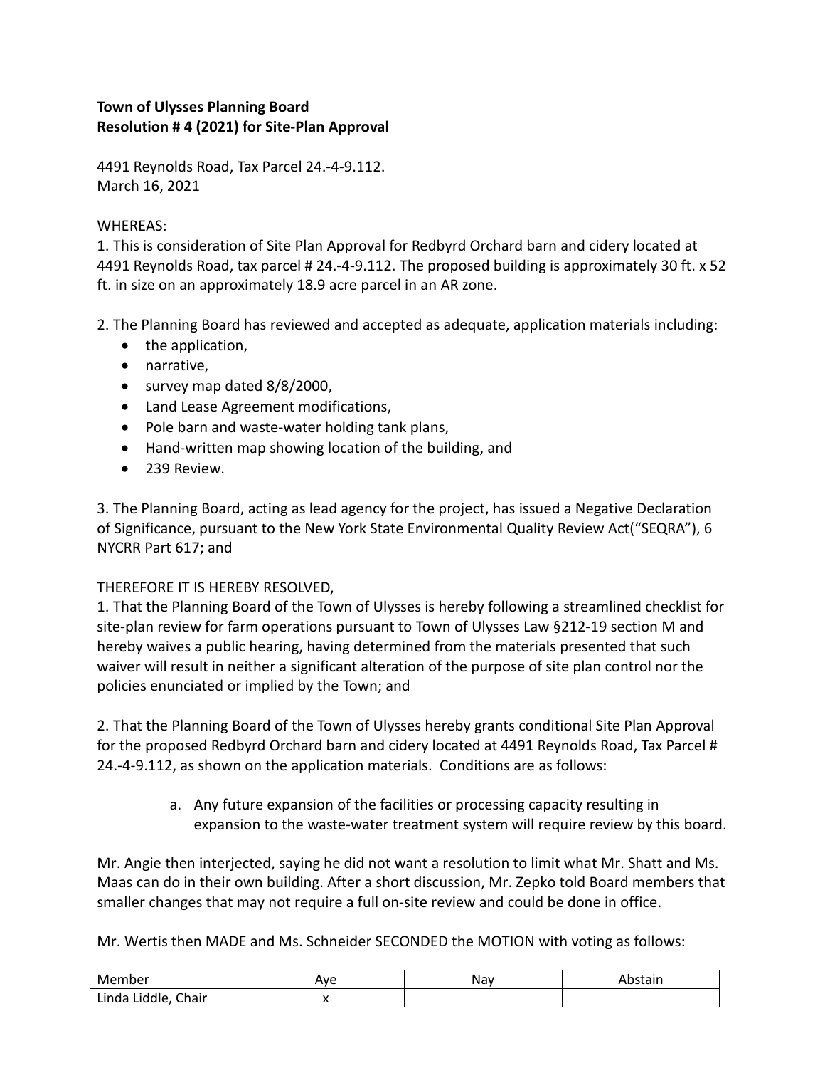**Town of Ulysses Planning Board**
**Resolution # 4 (2021) for Site-Plan Approval**

4491 Reynolds Road, Tax Parcel 24.-4-9.112.
March 16, 2021

WHEREAS:

1. This is consideration of Site Plan Approval for Redbyrd Orchard barn and cidery located at 4491 Reynolds Road, tax parcel # 24.-4-9.112. The proposed building is approximately 30 ft. x 52 ft. in size on an approximately 18.9 acre parcel in an AR zone.

2. The Planning Board has reviewed and accepted as adequate, application materials including:
   - the application,
   - narrative,
   - survey map dated 8/8/2000,
   - Land Lease Agreement modifications,
   - Pole barn and waste-water holding tank plans,
   - Hand-written map showing location of the building, and
   - 239 Review.

3. The Planning Board, acting as lead agency for the project, has issued a Negative Declaration of Significance, pursuant to the New York State Environmental Quality Review Act("SEQRA"), 6 NYCRR Part 617; and

THEREFORE IT IS HEREBY RESOLVED,

1. That the Planning Board of the Town of Ulysses is hereby following a streamlined checklist for site-plan review for farm operations pursuant to Town of Ulysses Law §212-19 section M and hereby waives a public hearing, having determined from the materials presented that such waiver will result in neither a significant alteration of the purpose of site plan control nor the policies enunciated or implied by the Town; and

2. That the Planning Board of the Town of Ulysses hereby grants conditional Site Plan Approval for the proposed Redbyrd Orchard barn and cidery located at 4491 Reynolds Road, Tax Parcel # 24.-4-9.112, as shown on the application materials. Conditions are as follows:

   a. Any future expansion of the facilities or processing capacity resulting in expansion to the waste-water treatment system will require review by this board.

Mr. Angie then interjected, saying he did not want a resolution to limit what Mr. Shatt and Ms. Maas can do in their own building. After a short discussion, Mr. Zepko told Board members that smaller changes that may not require a full on-site review and could be done in office.

Mr. Wertis then MADE and Ms. Schneider SECONDED the MOTION with voting as follows:

| Member | Aye | Nay | Abstain |
|---|---|---|---|
| Linda Liddle, Chair | x | | |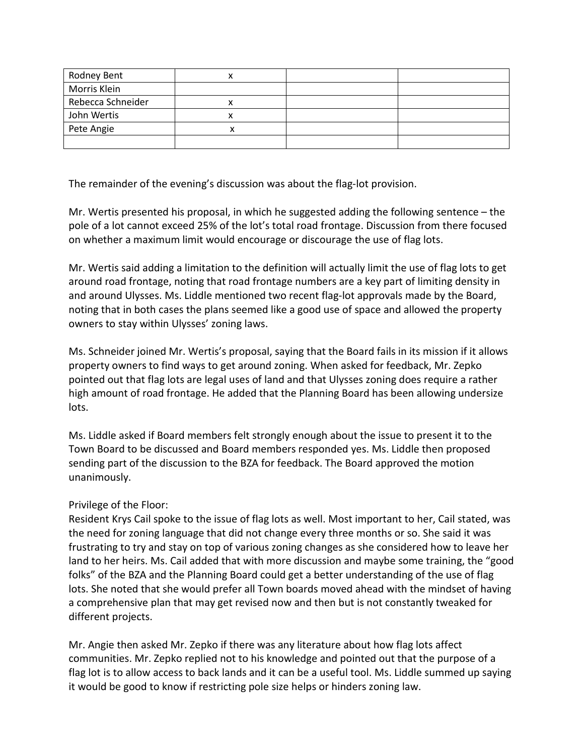| Rodney Bent | x | | |
|---|---|---|---|
| Morris Klein | | | |
| Rebecca Schneider | x | | |
| John Wertis | x | | |
| Pete Angie | x | | |
| | | | |

The remainder of the evening's discussion was about the flag-lot provision.

Mr. Wertis presented his proposal, in which he suggested adding the following sentence – the pole of a lot cannot exceed 25% of the lot's total road frontage. Discussion from there focused on whether a maximum limit would encourage or discourage the use of flag lots.

Mr. Wertis said adding a limitation to the definition will actually limit the use of flag lots to get around road frontage, noting that road frontage numbers are a key part of limiting density in and around Ulysses. Ms. Liddle mentioned two recent flag-lot approvals made by the Board, noting that in both cases the plans seemed like a good use of space and allowed the property owners to stay within Ulysses' zoning laws.

Ms. Schneider joined Mr. Wertis's proposal, saying that the Board fails in its mission if it allows property owners to find ways to get around zoning. When asked for feedback, Mr. Zepko pointed out that flag lots are legal uses of land and that Ulysses zoning does require a rather high amount of road frontage. He added that the Planning Board has been allowing undersize lots.

Ms. Liddle asked if Board members felt strongly enough about the issue to present it to the Town Board to be discussed and Board members responded yes. Ms. Liddle then proposed sending part of the discussion to the BZA for feedback. The Board approved the motion unanimously.

Privilege of the Floor:
Resident Krys Cail spoke to the issue of flag lots as well. Most important to her, Cail stated, was the need for zoning language that did not change every three months or so. She said it was frustrating to try and stay on top of various zoning changes as she considered how to leave her land to her heirs. Ms. Cail added that with more discussion and maybe some training, the "good folks" of the BZA and the Planning Board could get a better understanding of the use of flag lots. She noted that she would prefer all Town boards moved ahead with the mindset of having a comprehensive plan that may get revised now and then but is not constantly tweaked for different projects.

Mr. Angie then asked Mr. Zepko if there was any literature about how flag lots affect communities. Mr. Zepko replied not to his knowledge and pointed out that the purpose of a flag lot is to allow access to back lands and it can be a useful tool. Ms. Liddle summed up saying it would be good to know if restricting pole size helps or hinders zoning law.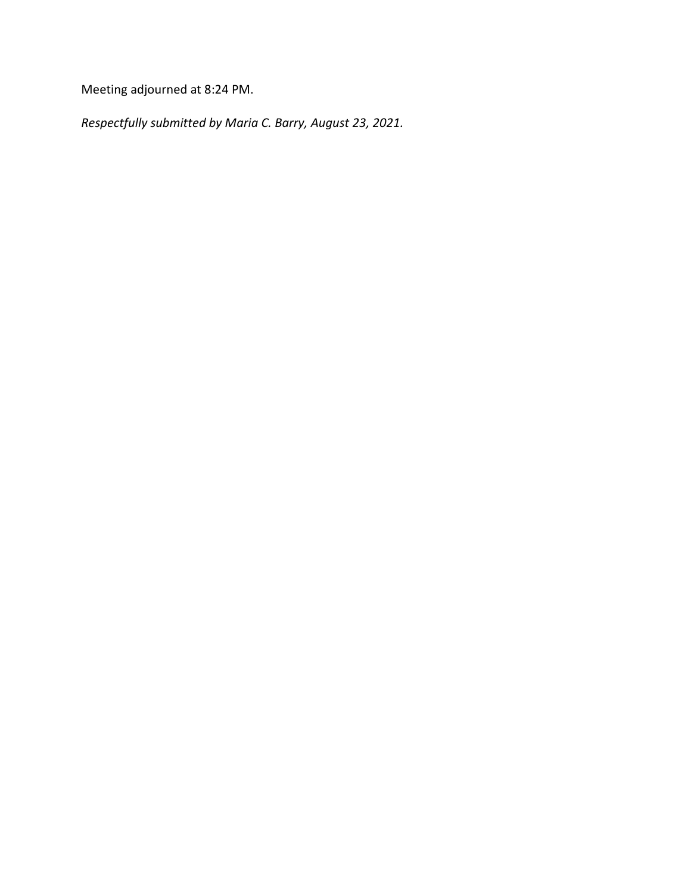Meeting adjourned at 8:24 PM.

*Respectfully submitted by Maria C. Barry, August 23, 2021.*